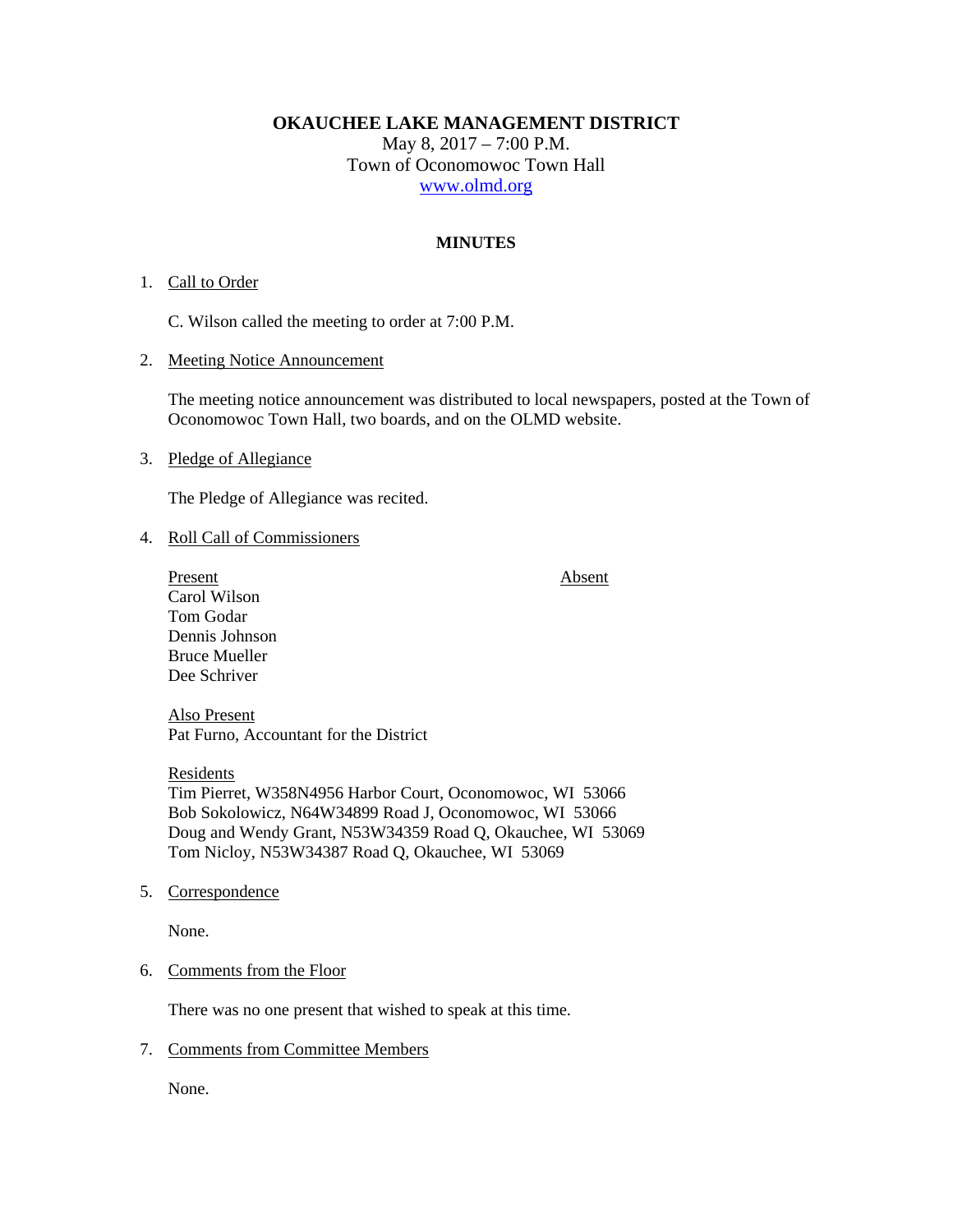# OKAUCHEE LAKE MANAGEMENT DISTRICT

May 8, 2017 – 7:00 P.M.
Town of Oconomowoc Town Hall
www.olmd.org

## MINUTES

1. Call to Order

   C. Wilson called the meeting to order at 7:00 P.M.

2. Meeting Notice Announcement

   The meeting notice announcement was distributed to local newspapers, posted at the Town of Oconomowoc Town Hall, two boards, and on the OLMD website.

3. Pledge of Allegiance

   The Pledge of Allegiance was recited.

4. Roll Call of Commissioners

   | Present | Absent |
   |---|---|
   | Carol Wilson | |
   | Tom Godar | |
   | Dennis Johnson | |
   | Bruce Mueller | |
   | Dee Schriver | |

   Also Present
   Pat Furno, Accountant for the District

   Residents
   Tim Pierret, W358N4956 Harbor Court, Oconomowoc, WI 53066
   Bob Sokolowicz, N64W34899 Road J, Oconomowoc, WI 53066
   Doug and Wendy Grant, N53W34359 Road Q, Okauchee, WI 53069
   Tom Nicloy, N53W34387 Road Q, Okauchee, WI 53069

5. Correspondence

   None.

6. Comments from the Floor

   There was no one present that wished to speak at this time.

7. Comments from Committee Members

   None.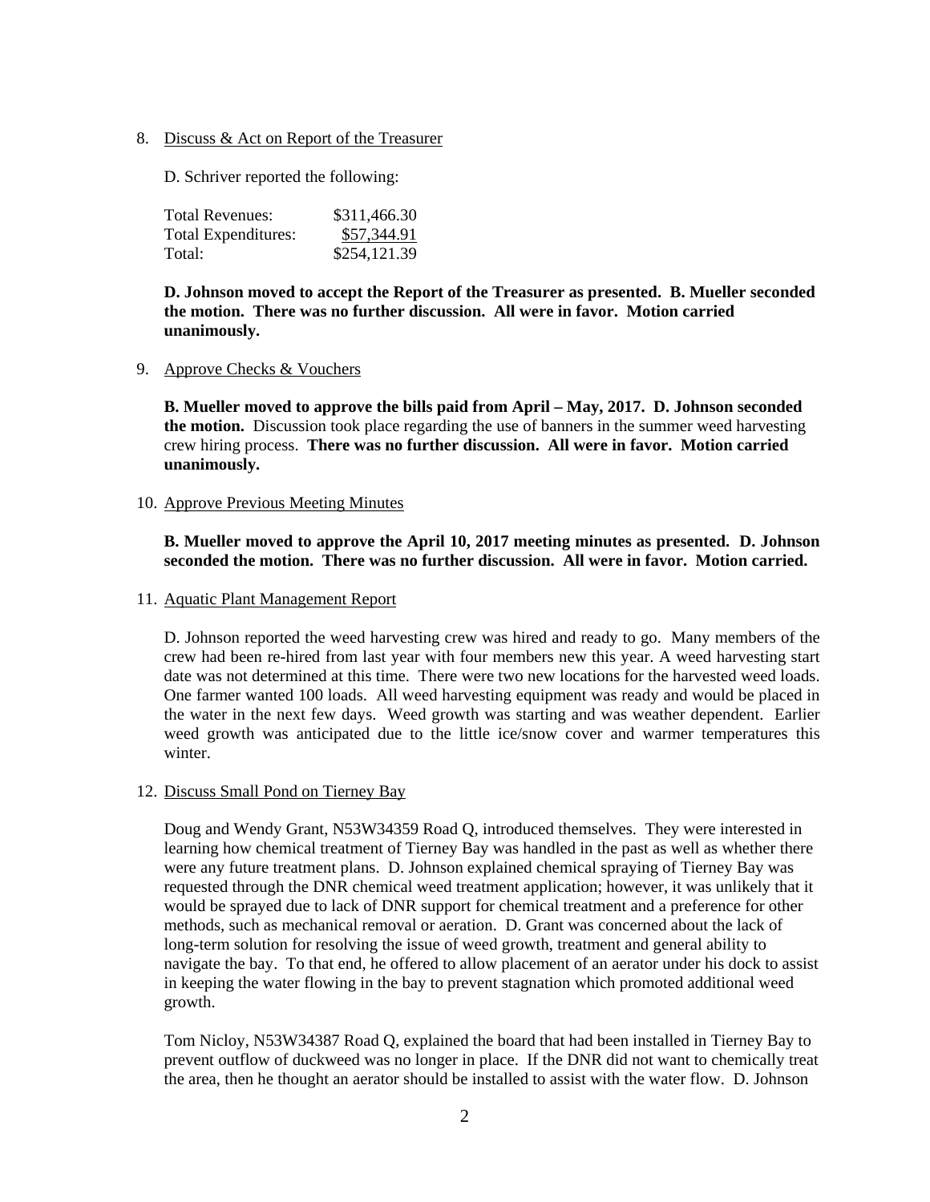8. Discuss & Act on Report of the Treasurer

   D. Schriver reported the following:

   | | |
   |---|---|
   | Total Revenues: | \$311,466.30 |
   | Total Expenditures: | \$57,344.91 |
   | Total: | \$254,121.39 |

   **D. Johnson moved to accept the Report of the Treasurer as presented. B. Mueller seconded the motion. There was no further discussion. All were in favor. Motion carried unanimously.**

9. Approve Checks & Vouchers

   **B. Mueller moved to approve the bills paid from April – May, 2017. D. Johnson seconded the motion.** Discussion took place regarding the use of banners in the summer weed harvesting crew hiring process. **There was no further discussion. All were in favor. Motion carried unanimously.**

10. Approve Previous Meeting Minutes

    **B. Mueller moved to approve the April 10, 2017 meeting minutes as presented. D. Johnson seconded the motion. There was no further discussion. All were in favor. Motion carried.**

11. Aquatic Plant Management Report

    D. Johnson reported the weed harvesting crew was hired and ready to go. Many members of the crew had been re-hired from last year with four members new this year. A weed harvesting start date was not determined at this time. There were two new locations for the harvested weed loads. One farmer wanted 100 loads. All weed harvesting equipment was ready and would be placed in the water in the next few days. Weed growth was starting and was weather dependent. Earlier weed growth was anticipated due to the little ice/snow cover and warmer temperatures this winter.

12. Discuss Small Pond on Tierney Bay

    Doug and Wendy Grant, N53W34359 Road Q, introduced themselves. They were interested in learning how chemical treatment of Tierney Bay was handled in the past as well as whether there were any future treatment plans. D. Johnson explained chemical spraying of Tierney Bay was requested through the DNR chemical weed treatment application; however, it was unlikely that it would be sprayed due to lack of DNR support for chemical treatment and a preference for other methods, such as mechanical removal or aeration. D. Grant was concerned about the lack of long-term solution for resolving the issue of weed growth, treatment and general ability to navigate the bay. To that end, he offered to allow placement of an aerator under his dock to assist in keeping the water flowing in the bay to prevent stagnation which promoted additional weed growth.

    Tom Nicloy, N53W34387 Road Q, explained the board that had been installed in Tierney Bay to prevent outflow of duckweed was no longer in place. If the DNR did not want to chemically treat the area, then he thought an aerator should be installed to assist with the water flow. D. Johnson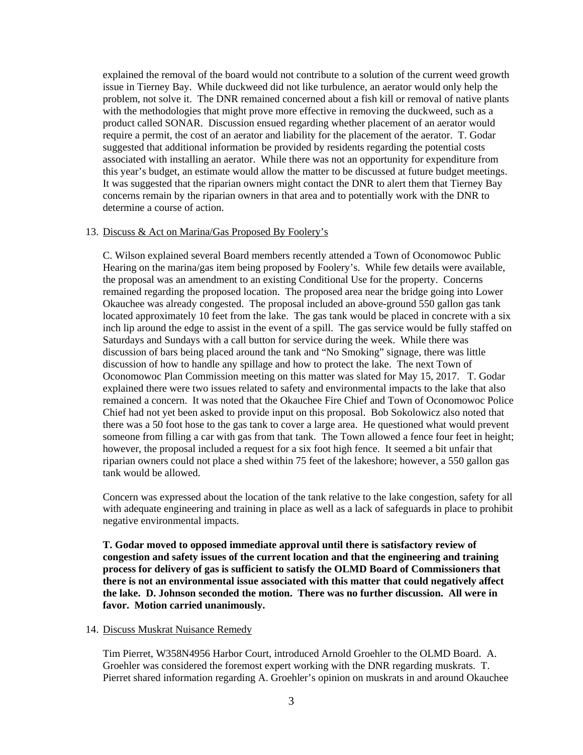explained the removal of the board would not contribute to a solution of the current weed growth issue in Tierney Bay. While duckweed did not like turbulence, an aerator would only help the problem, not solve it. The DNR remained concerned about a fish kill or removal of native plants with the methodologies that might prove more effective in removing the duckweed, such as a product called SONAR. Discussion ensued regarding whether placement of an aerator would require a permit, the cost of an aerator and liability for the placement of the aerator. T. Godar suggested that additional information be provided by residents regarding the potential costs associated with installing an aerator. While there was not an opportunity for expenditure from this year's budget, an estimate would allow the matter to be discussed at future budget meetings. It was suggested that the riparian owners might contact the DNR to alert them that Tierney Bay concerns remain by the riparian owners in that area and to potentially work with the DNR to determine a course of action.

13. Discuss & Act on Marina/Gas Proposed By Foolery's

C. Wilson explained several Board members recently attended a Town of Oconomowoc Public Hearing on the marina/gas item being proposed by Foolery's. While few details were available, the proposal was an amendment to an existing Conditional Use for the property. Concerns remained regarding the proposed location. The proposed area near the bridge going into Lower Okauchee was already congested. The proposal included an above-ground 550 gallon gas tank located approximately 10 feet from the lake. The gas tank would be placed in concrete with a six inch lip around the edge to assist in the event of a spill. The gas service would be fully staffed on Saturdays and Sundays with a call button for service during the week. While there was discussion of bars being placed around the tank and "No Smoking" signage, there was little discussion of how to handle any spillage and how to protect the lake. The next Town of Oconomowoc Plan Commission meeting on this matter was slated for May 15, 2017. T. Godar explained there were two issues related to safety and environmental impacts to the lake that also remained a concern. It was noted that the Okauchee Fire Chief and Town of Oconomowoc Police Chief had not yet been asked to provide input on this proposal. Bob Sokolowicz also noted that there was a 50 foot hose to the gas tank to cover a large area. He questioned what would prevent someone from filling a car with gas from that tank. The Town allowed a fence four feet in height; however, the proposal included a request for a six foot high fence. It seemed a bit unfair that riparian owners could not place a shed within 75 feet of the lakeshore; however, a 550 gallon gas tank would be allowed.

Concern was expressed about the location of the tank relative to the lake congestion, safety for all with adequate engineering and training in place as well as a lack of safeguards in place to prohibit negative environmental impacts.

**T. Godar moved to opposed immediate approval until there is satisfactory review of congestion and safety issues of the current location and that the engineering and training process for delivery of gas is sufficient to satisfy the OLMD Board of Commissioners that there is not an environmental issue associated with this matter that could negatively affect the lake. D. Johnson seconded the motion. There was no further discussion. All were in favor. Motion carried unanimously.**

14. Discuss Muskrat Nuisance Remedy

Tim Pierret, W358N4956 Harbor Court, introduced Arnold Groehler to the OLMD Board. A. Groehler was considered the foremost expert working with the DNR regarding muskrats. T. Pierret shared information regarding A. Groehler's opinion on muskrats in and around Okauchee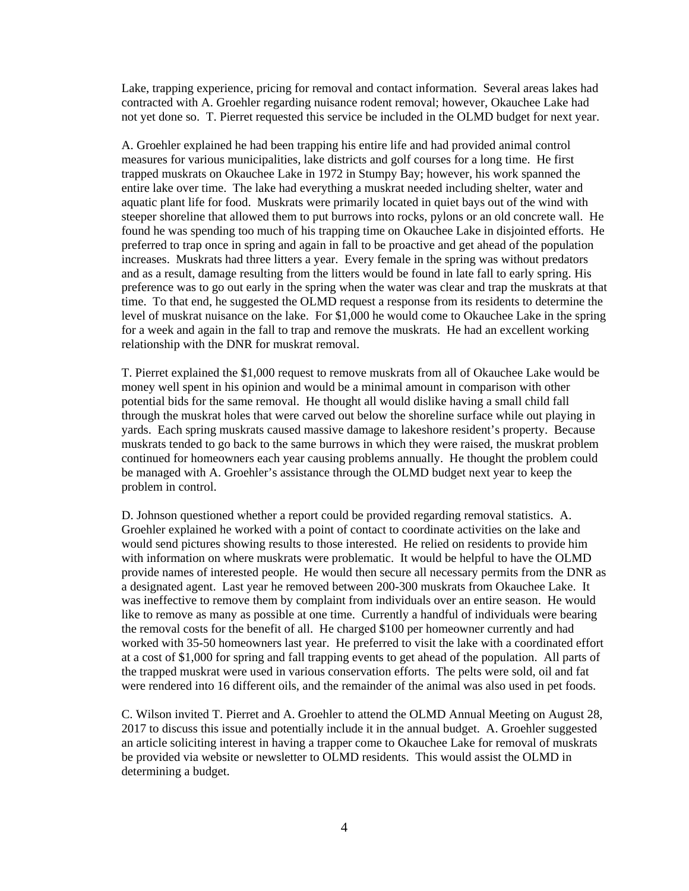Lake, trapping experience, pricing for removal and contact information. Several areas lakes had contracted with A. Groehler regarding nuisance rodent removal; however, Okauchee Lake had not yet done so. T. Pierret requested this service be included in the OLMD budget for next year.

A. Groehler explained he had been trapping his entire life and had provided animal control measures for various municipalities, lake districts and golf courses for a long time. He first trapped muskrats on Okauchee Lake in 1972 in Stumpy Bay; however, his work spanned the entire lake over time. The lake had everything a muskrat needed including shelter, water and aquatic plant life for food. Muskrats were primarily located in quiet bays out of the wind with steeper shoreline that allowed them to put burrows into rocks, pylons or an old concrete wall. He found he was spending too much of his trapping time on Okauchee Lake in disjointed efforts. He preferred to trap once in spring and again in fall to be proactive and get ahead of the population increases. Muskrats had three litters a year. Every female in the spring was without predators and as a result, damage resulting from the litters would be found in late fall to early spring. His preference was to go out early in the spring when the water was clear and trap the muskrats at that time. To that end, he suggested the OLMD request a response from its residents to determine the level of muskrat nuisance on the lake. For $1,000 he would come to Okauchee Lake in the spring for a week and again in the fall to trap and remove the muskrats. He had an excellent working relationship with the DNR for muskrat removal.

T. Pierret explained the $1,000 request to remove muskrats from all of Okauchee Lake would be money well spent in his opinion and would be a minimal amount in comparison with other potential bids for the same removal. He thought all would dislike having a small child fall through the muskrat holes that were carved out below the shoreline surface while out playing in yards. Each spring muskrats caused massive damage to lakeshore resident's property. Because muskrats tended to go back to the same burrows in which they were raised, the muskrat problem continued for homeowners each year causing problems annually. He thought the problem could be managed with A. Groehler's assistance through the OLMD budget next year to keep the problem in control.

D. Johnson questioned whether a report could be provided regarding removal statistics. A. Groehler explained he worked with a point of contact to coordinate activities on the lake and would send pictures showing results to those interested. He relied on residents to provide him with information on where muskrats were problematic. It would be helpful to have the OLMD provide names of interested people. He would then secure all necessary permits from the DNR as a designated agent. Last year he removed between 200-300 muskrats from Okauchee Lake. It was ineffective to remove them by complaint from individuals over an entire season. He would like to remove as many as possible at one time. Currently a handful of individuals were bearing the removal costs for the benefit of all. He charged $100 per homeowner currently and had worked with 35-50 homeowners last year. He preferred to visit the lake with a coordinated effort at a cost of $1,000 for spring and fall trapping events to get ahead of the population. All parts of the trapped muskrat were used in various conservation efforts. The pelts were sold, oil and fat were rendered into 16 different oils, and the remainder of the animal was also used in pet foods.

C. Wilson invited T. Pierret and A. Groehler to attend the OLMD Annual Meeting on August 28, 2017 to discuss this issue and potentially include it in the annual budget. A. Groehler suggested an article soliciting interest in having a trapper come to Okauchee Lake for removal of muskrats be provided via website or newsletter to OLMD residents. This would assist the OLMD in determining a budget.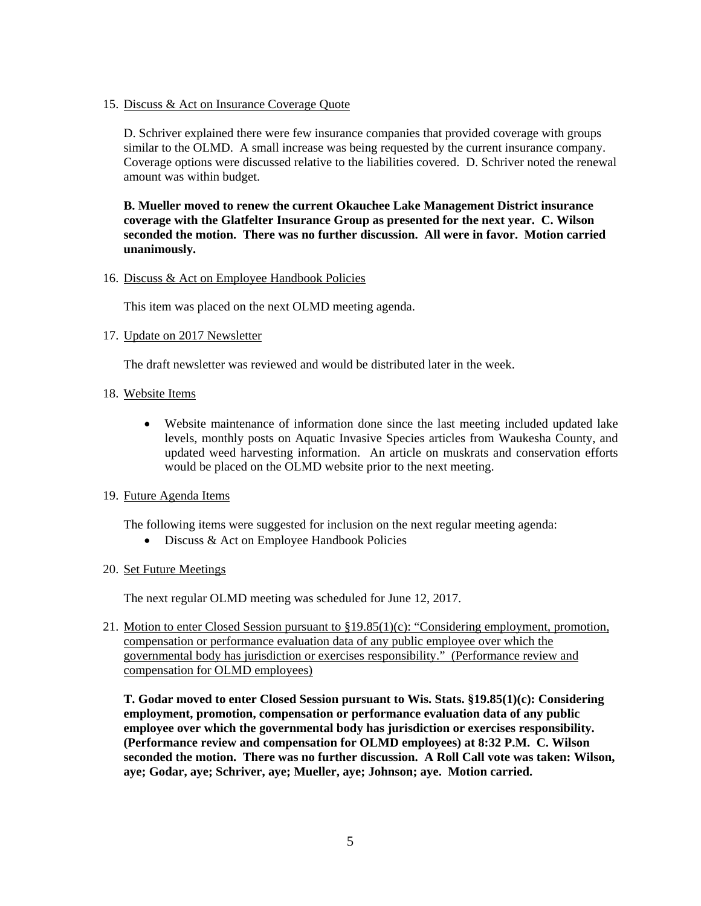15. Discuss & Act on Insurance Coverage Quote

    D. Schriver explained there were few insurance companies that provided coverage with groups similar to the OLMD. A small increase was being requested by the current insurance company. Coverage options were discussed relative to the liabilities covered. D. Schriver noted the renewal amount was within budget.

    **B. Mueller moved to renew the current Okauchee Lake Management District insurance coverage with the Glatfelter Insurance Group as presented for the next year. C. Wilson seconded the motion. There was no further discussion. All were in favor. Motion carried unanimously.**

16. Discuss & Act on Employee Handbook Policies

    This item was placed on the next OLMD meeting agenda.

17. Update on 2017 Newsletter

    The draft newsletter was reviewed and would be distributed later in the week.

18. Website Items

    - Website maintenance of information done since the last meeting included updated lake levels, monthly posts on Aquatic Invasive Species articles from Waukesha County, and updated weed harvesting information. An article on muskrats and conservation efforts would be placed on the OLMD website prior to the next meeting.

19. Future Agenda Items

    The following items were suggested for inclusion on the next regular meeting agenda:
    - Discuss & Act on Employee Handbook Policies

20. Set Future Meetings

    The next regular OLMD meeting was scheduled for June 12, 2017.

21. Motion to enter Closed Session pursuant to §19.85(1)(c): "Considering employment, promotion, compensation or performance evaluation data of any public employee over which the governmental body has jurisdiction or exercises responsibility." (Performance review and compensation for OLMD employees)

    **T. Godar moved to enter Closed Session pursuant to Wis. Stats. §19.85(1)(c): Considering employment, promotion, compensation or performance evaluation data of any public employee over which the governmental body has jurisdiction or exercises responsibility. (Performance review and compensation for OLMD employees) at 8:32 P.M. C. Wilson seconded the motion. There was no further discussion. A Roll Call vote was taken: Wilson, aye; Godar, aye; Schriver, aye; Mueller, aye; Johnson; aye. Motion carried.**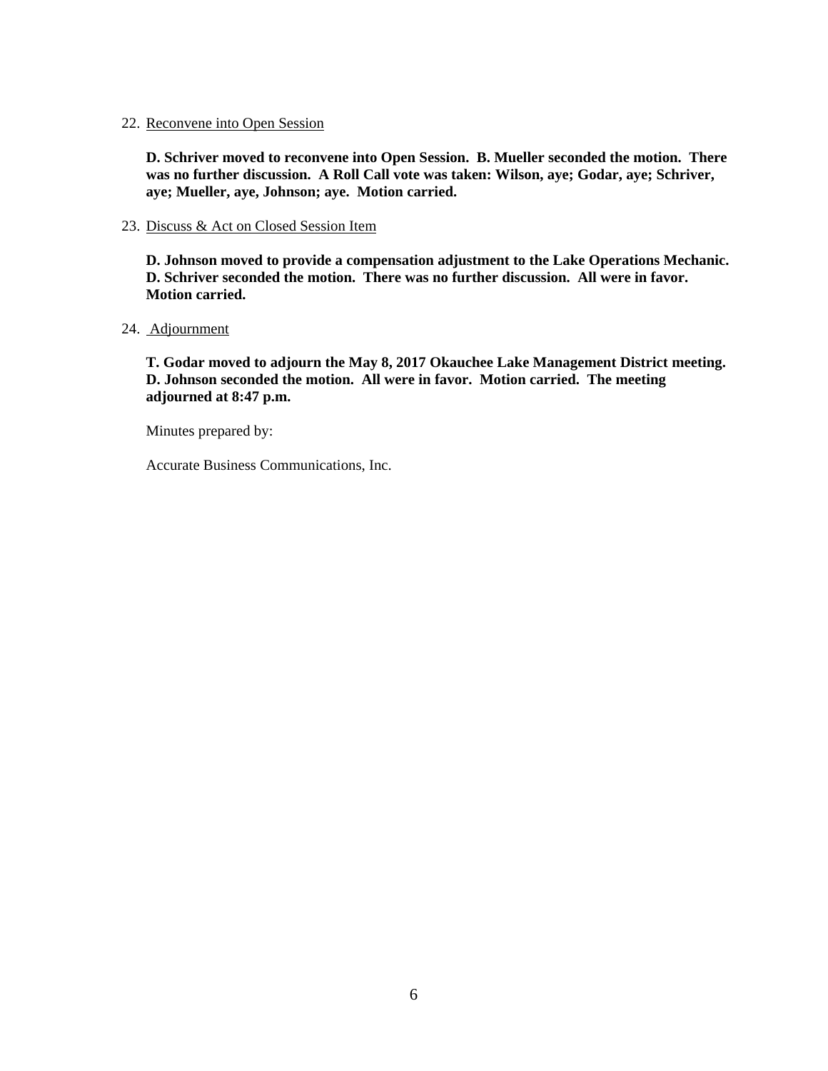22. Reconvene into Open Session

    **D. Schriver moved to reconvene into Open Session. B. Mueller seconded the motion. There was no further discussion. A Roll Call vote was taken: Wilson, aye; Godar, aye; Schriver, aye; Mueller, aye, Johnson; aye. Motion carried.**

23. Discuss & Act on Closed Session Item

    **D. Johnson moved to provide a compensation adjustment to the Lake Operations Mechanic. D. Schriver seconded the motion. There was no further discussion. All were in favor. Motion carried.**

24. Adjournment

    **T. Godar moved to adjourn the May 8, 2017 Okauchee Lake Management District meeting. D. Johnson seconded the motion. All were in favor. Motion carried. The meeting adjourned at 8:47 p.m.**

    Minutes prepared by:

    Accurate Business Communications, Inc.